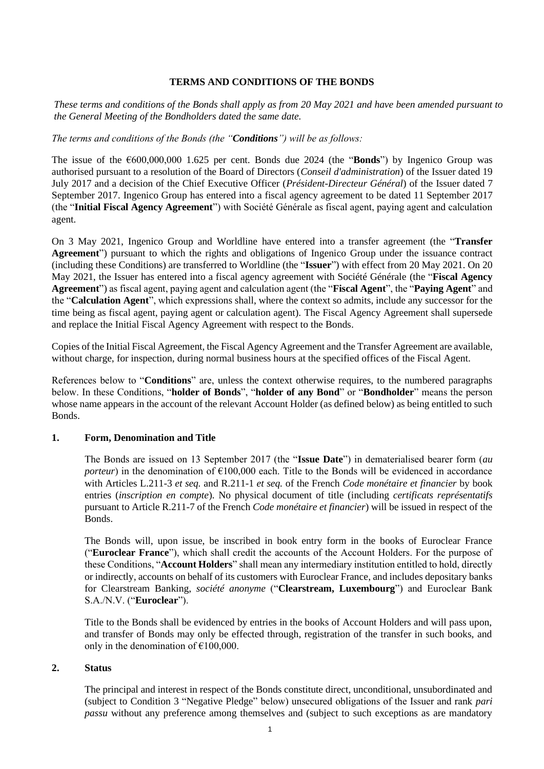# TERMS AND CONDITIONS OF THE BONDS

*These terms and conditions of the Bonds shall apply as from 20 May 2021 and have been amended pursuant to the General Meeting of the Bondholders dated the same date.*

*The terms and conditions of the Bonds (the "**Conditions**") will be as follows:*

The issue of the €600,000,000 1.625 per cent. Bonds due 2024 (the "**Bonds**") by Ingenico Group was authorised pursuant to a resolution of the Board of Directors (*Conseil d'administration*) of the Issuer dated 19 July 2017 and a decision of the Chief Executive Officer (*Président-Directeur Général*) of the Issuer dated 7 September 2017. Ingenico Group has entered into a fiscal agency agreement to be dated 11 September 2017 (the "**Initial Fiscal Agency Agreement**") with Société Générale as fiscal agent, paying agent and calculation agent.

On 3 May 2021, Ingenico Group and Worldline have entered into a transfer agreement (the "**Transfer Agreement**") pursuant to which the rights and obligations of Ingenico Group under the issuance contract (including these Conditions) are transferred to Worldline (the "**Issuer**") with effect from 20 May 2021. On 20 May 2021, the Issuer has entered into a fiscal agency agreement with Société Générale (the "**Fiscal Agency Agreement**") as fiscal agent, paying agent and calculation agent (the "**Fiscal Agent**", the "**Paying Agent**" and the "**Calculation Agent**", which expressions shall, where the context so admits, include any successor for the time being as fiscal agent, paying agent or calculation agent). The Fiscal Agency Agreement shall supersede and replace the Initial Fiscal Agency Agreement with respect to the Bonds.

Copies of the Initial Fiscal Agreement, the Fiscal Agency Agreement and the Transfer Agreement are available, without charge, for inspection, during normal business hours at the specified offices of the Fiscal Agent.

References below to "**Conditions**" are, unless the context otherwise requires, to the numbered paragraphs below. In these Conditions, "**holder of Bonds**", "**holder of any Bond**" or "**Bondholder**" means the person whose name appears in the account of the relevant Account Holder (as defined below) as being entitled to such Bonds.

## 1. Form, Denomination and Title

The Bonds are issued on 13 September 2017 (the "**Issue Date**") in dematerialised bearer form (*au porteur*) in the denomination of €100,000 each. Title to the Bonds will be evidenced in accordance with Articles L.211-3 *et seq.* and R.211-1 *et seq.* of the French *Code monétaire et financier* by book entries (*inscription en compte*). No physical document of title (including *certificats représentatifs* pursuant to Article R.211-7 of the French *Code monétaire et financier*) will be issued in respect of the Bonds.

The Bonds will, upon issue, be inscribed in book entry form in the books of Euroclear France ("**Euroclear France**"), which shall credit the accounts of the Account Holders. For the purpose of these Conditions, "**Account Holders**" shall mean any intermediary institution entitled to hold, directly or indirectly, accounts on behalf of its customers with Euroclear France, and includes depositary banks for Clearstream Banking, *société anonyme* ("**Clearstream, Luxembourg**") and Euroclear Bank S.A./N.V. ("**Euroclear**").

Title to the Bonds shall be evidenced by entries in the books of Account Holders and will pass upon, and transfer of Bonds may only be effected through, registration of the transfer in such books, and only in the denomination of €100,000.

## 2. Status

The principal and interest in respect of the Bonds constitute direct, unconditional, unsubordinated and (subject to Condition 3 "Negative Pledge" below) unsecured obligations of the Issuer and rank *pari passu* without any preference among themselves and (subject to such exceptions as are mandatory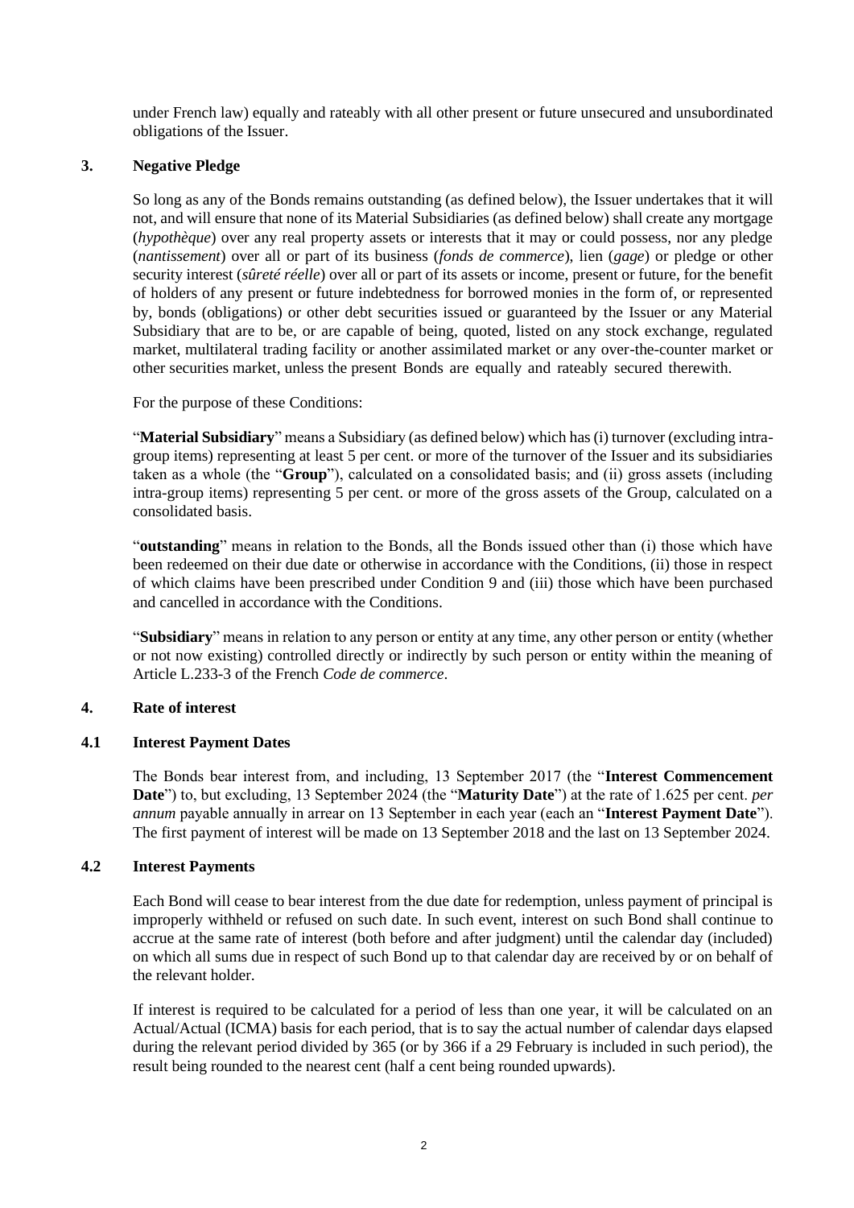under French law) equally and rateably with all other present or future unsecured and unsubordinated obligations of the Issuer.

## 3. Negative Pledge

So long as any of the Bonds remains outstanding (as defined below), the Issuer undertakes that it will not, and will ensure that none of its Material Subsidiaries (as defined below) shall create any mortgage (*hypothèque*) over any real property assets or interests that it may or could possess, nor any pledge (*nantissement*) over all or part of its business (*fonds de commerce*), lien (*gage*) or pledge or other security interest (*sûreté réelle*) over all or part of its assets or income, present or future, for the benefit of holders of any present or future indebtedness for borrowed monies in the form of, or represented by, bonds (obligations) or other debt securities issued or guaranteed by the Issuer or any Material Subsidiary that are to be, or are capable of being, quoted, listed on any stock exchange, regulated market, multilateral trading facility or another assimilated market or any over-the-counter market or other securities market, unless the present Bonds are equally and rateably secured therewith.

For the purpose of these Conditions:

"**Material Subsidiary**" means a Subsidiary (as defined below) which has (i) turnover (excluding intra-group items) representing at least 5 per cent. or more of the turnover of the Issuer and its subsidiaries taken as a whole (the "**Group**"), calculated on a consolidated basis; and (ii) gross assets (including intra-group items) representing 5 per cent. or more of the gross assets of the Group, calculated on a consolidated basis.

"**outstanding**" means in relation to the Bonds, all the Bonds issued other than (i) those which have been redeemed on their due date or otherwise in accordance with the Conditions, (ii) those in respect of which claims have been prescribed under Condition 9 and (iii) those which have been purchased and cancelled in accordance with the Conditions.

"**Subsidiary**" means in relation to any person or entity at any time, any other person or entity (whether or not now existing) controlled directly or indirectly by such person or entity within the meaning of Article L.233-3 of the French *Code de commerce*.

## 4. Rate of interest

### 4.1 Interest Payment Dates

The Bonds bear interest from, and including, 13 September 2017 (the "**Interest Commencement Date**") to, but excluding, 13 September 2024 (the "**Maturity Date**") at the rate of 1.625 per cent. *per annum* payable annually in arrear on 13 September in each year (each an "**Interest Payment Date**"). The first payment of interest will be made on 13 September 2018 and the last on 13 September 2024.

### 4.2 Interest Payments

Each Bond will cease to bear interest from the due date for redemption, unless payment of principal is improperly withheld or refused on such date. In such event, interest on such Bond shall continue to accrue at the same rate of interest (both before and after judgment) until the calendar day (included) on which all sums due in respect of such Bond up to that calendar day are received by or on behalf of the relevant holder.

If interest is required to be calculated for a period of less than one year, it will be calculated on an Actual/Actual (ICMA) basis for each period, that is to say the actual number of calendar days elapsed during the relevant period divided by 365 (or by 366 if a 29 February is included in such period), the result being rounded to the nearest cent (half a cent being rounded upwards).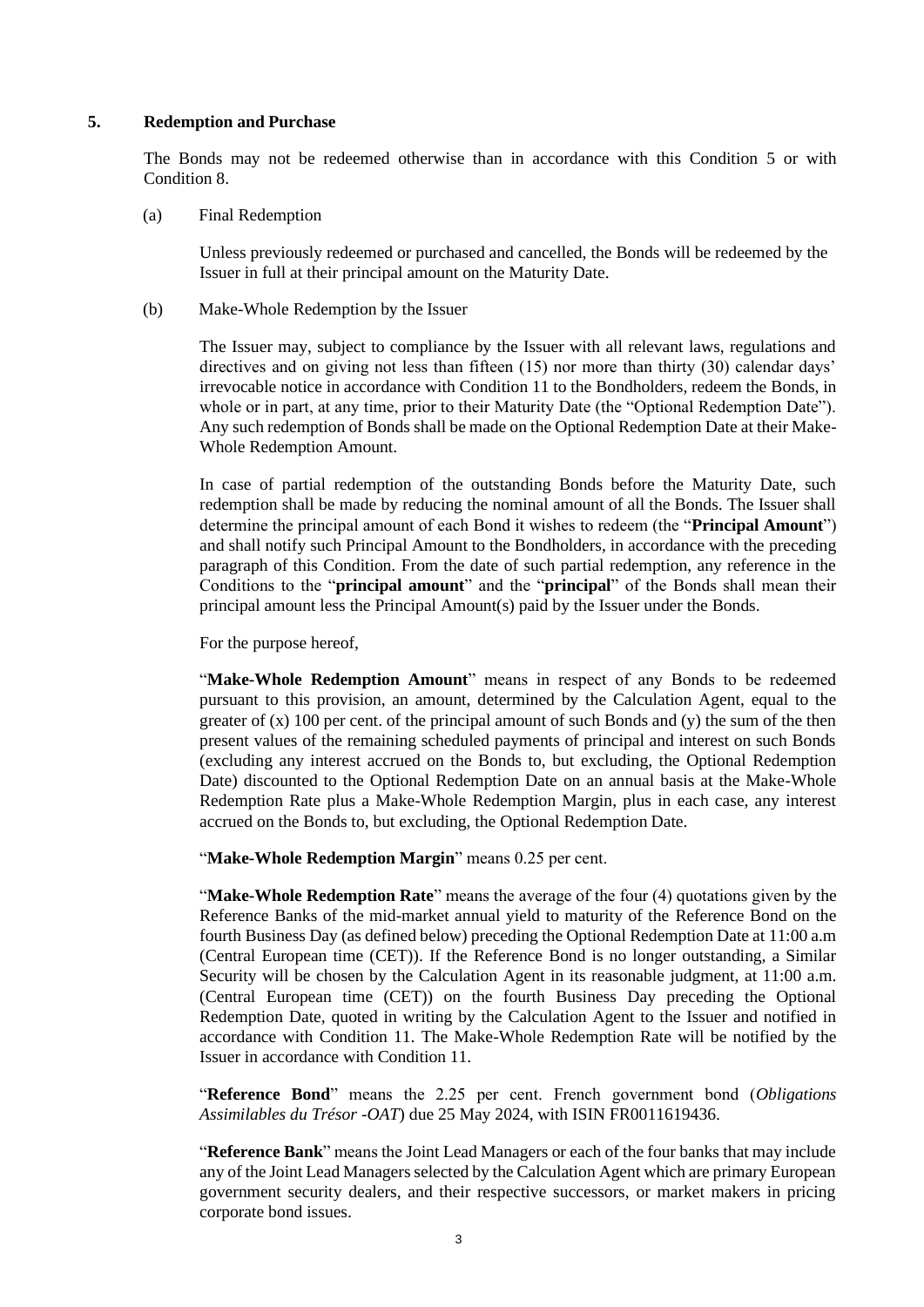## 5. Redemption and Purchase

The Bonds may not be redeemed otherwise than in accordance with this Condition 5 or with Condition 8.

(a) Final Redemption

Unless previously redeemed or purchased and cancelled, the Bonds will be redeemed by the Issuer in full at their principal amount on the Maturity Date.

(b) Make-Whole Redemption by the Issuer

The Issuer may, subject to compliance by the Issuer with all relevant laws, regulations and directives and on giving not less than fifteen (15) nor more than thirty (30) calendar days' irrevocable notice in accordance with Condition 11 to the Bondholders, redeem the Bonds, in whole or in part, at any time, prior to their Maturity Date (the "Optional Redemption Date"). Any such redemption of Bonds shall be made on the Optional Redemption Date at their Make-Whole Redemption Amount.

In case of partial redemption of the outstanding Bonds before the Maturity Date, such redemption shall be made by reducing the nominal amount of all the Bonds. The Issuer shall determine the principal amount of each Bond it wishes to redeem (the "**Principal Amount**") and shall notify such Principal Amount to the Bondholders, in accordance with the preceding paragraph of this Condition. From the date of such partial redemption, any reference in the Conditions to the "**principal amount**" and the "**principal**" of the Bonds shall mean their principal amount less the Principal Amount(s) paid by the Issuer under the Bonds.

For the purpose hereof,

"**Make-Whole Redemption Amount**" means in respect of any Bonds to be redeemed pursuant to this provision, an amount, determined by the Calculation Agent, equal to the greater of (x) 100 per cent. of the principal amount of such Bonds and (y) the sum of the then present values of the remaining scheduled payments of principal and interest on such Bonds (excluding any interest accrued on the Bonds to, but excluding, the Optional Redemption Date) discounted to the Optional Redemption Date on an annual basis at the Make-Whole Redemption Rate plus a Make-Whole Redemption Margin, plus in each case, any interest accrued on the Bonds to, but excluding, the Optional Redemption Date.

"**Make-Whole Redemption Margin**" means 0.25 per cent.

"**Make-Whole Redemption Rate**" means the average of the four (4) quotations given by the Reference Banks of the mid-market annual yield to maturity of the Reference Bond on the fourth Business Day (as defined below) preceding the Optional Redemption Date at 11:00 a.m (Central European time (CET)). If the Reference Bond is no longer outstanding, a Similar Security will be chosen by the Calculation Agent in its reasonable judgment, at 11:00 a.m. (Central European time (CET)) on the fourth Business Day preceding the Optional Redemption Date, quoted in writing by the Calculation Agent to the Issuer and notified in accordance with Condition 11. The Make-Whole Redemption Rate will be notified by the Issuer in accordance with Condition 11.

"**Reference Bond**" means the 2.25 per cent. French government bond (*Obligations Assimilables du Trésor -OAT*) due 25 May 2024, with ISIN FR0011619436.

"**Reference Bank**" means the Joint Lead Managers or each of the four banks that may include any of the Joint Lead Managers selected by the Calculation Agent which are primary European government security dealers, and their respective successors, or market makers in pricing corporate bond issues.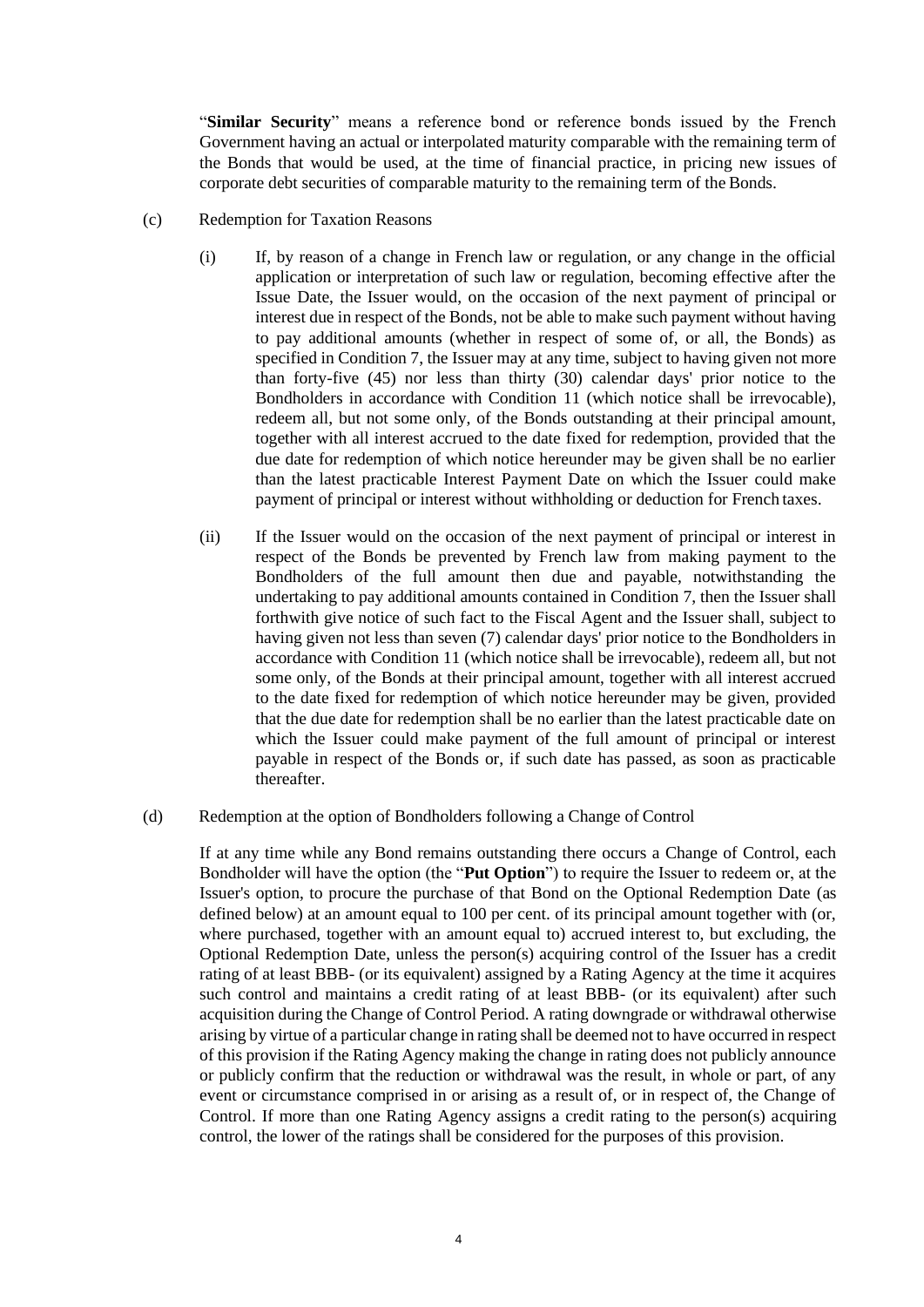"**Similar Security**" means a reference bond or reference bonds issued by the French Government having an actual or interpolated maturity comparable with the remaining term of the Bonds that would be used, at the time of financial practice, in pricing new issues of corporate debt securities of comparable maturity to the remaining term of the Bonds.

(c) Redemption for Taxation Reasons

(i) If, by reason of a change in French law or regulation, or any change in the official application or interpretation of such law or regulation, becoming effective after the Issue Date, the Issuer would, on the occasion of the next payment of principal or interest due in respect of the Bonds, not be able to make such payment without having to pay additional amounts (whether in respect of some of, or all, the Bonds) as specified in Condition 7, the Issuer may at any time, subject to having given not more than forty-five (45) nor less than thirty (30) calendar days' prior notice to the Bondholders in accordance with Condition 11 (which notice shall be irrevocable), redeem all, but not some only, of the Bonds outstanding at their principal amount, together with all interest accrued to the date fixed for redemption, provided that the due date for redemption of which notice hereunder may be given shall be no earlier than the latest practicable Interest Payment Date on which the Issuer could make payment of principal or interest without withholding or deduction for French taxes.

(ii) If the Issuer would on the occasion of the next payment of principal or interest in respect of the Bonds be prevented by French law from making payment to the Bondholders of the full amount then due and payable, notwithstanding the undertaking to pay additional amounts contained in Condition 7, then the Issuer shall forthwith give notice of such fact to the Fiscal Agent and the Issuer shall, subject to having given not less than seven (7) calendar days' prior notice to the Bondholders in accordance with Condition 11 (which notice shall be irrevocable), redeem all, but not some only, of the Bonds at their principal amount, together with all interest accrued to the date fixed for redemption of which notice hereunder may be given, provided that the due date for redemption shall be no earlier than the latest practicable date on which the Issuer could make payment of the full amount of principal or interest payable in respect of the Bonds or, if such date has passed, as soon as practicable thereafter.

(d) Redemption at the option of Bondholders following a Change of Control

If at any time while any Bond remains outstanding there occurs a Change of Control, each Bondholder will have the option (the "**Put Option**") to require the Issuer to redeem or, at the Issuer's option, to procure the purchase of that Bond on the Optional Redemption Date (as defined below) at an amount equal to 100 per cent. of its principal amount together with (or, where purchased, together with an amount equal to) accrued interest to, but excluding, the Optional Redemption Date, unless the person(s) acquiring control of the Issuer has a credit rating of at least BBB- (or its equivalent) assigned by a Rating Agency at the time it acquires such control and maintains a credit rating of at least BBB- (or its equivalent) after such acquisition during the Change of Control Period. A rating downgrade or withdrawal otherwise arising by virtue of a particular change in rating shall be deemed not to have occurred in respect of this provision if the Rating Agency making the change in rating does not publicly announce or publicly confirm that the reduction or withdrawal was the result, in whole or part, of any event or circumstance comprised in or arising as a result of, or in respect of, the Change of Control. If more than one Rating Agency assigns a credit rating to the person(s) acquiring control, the lower of the ratings shall be considered for the purposes of this provision.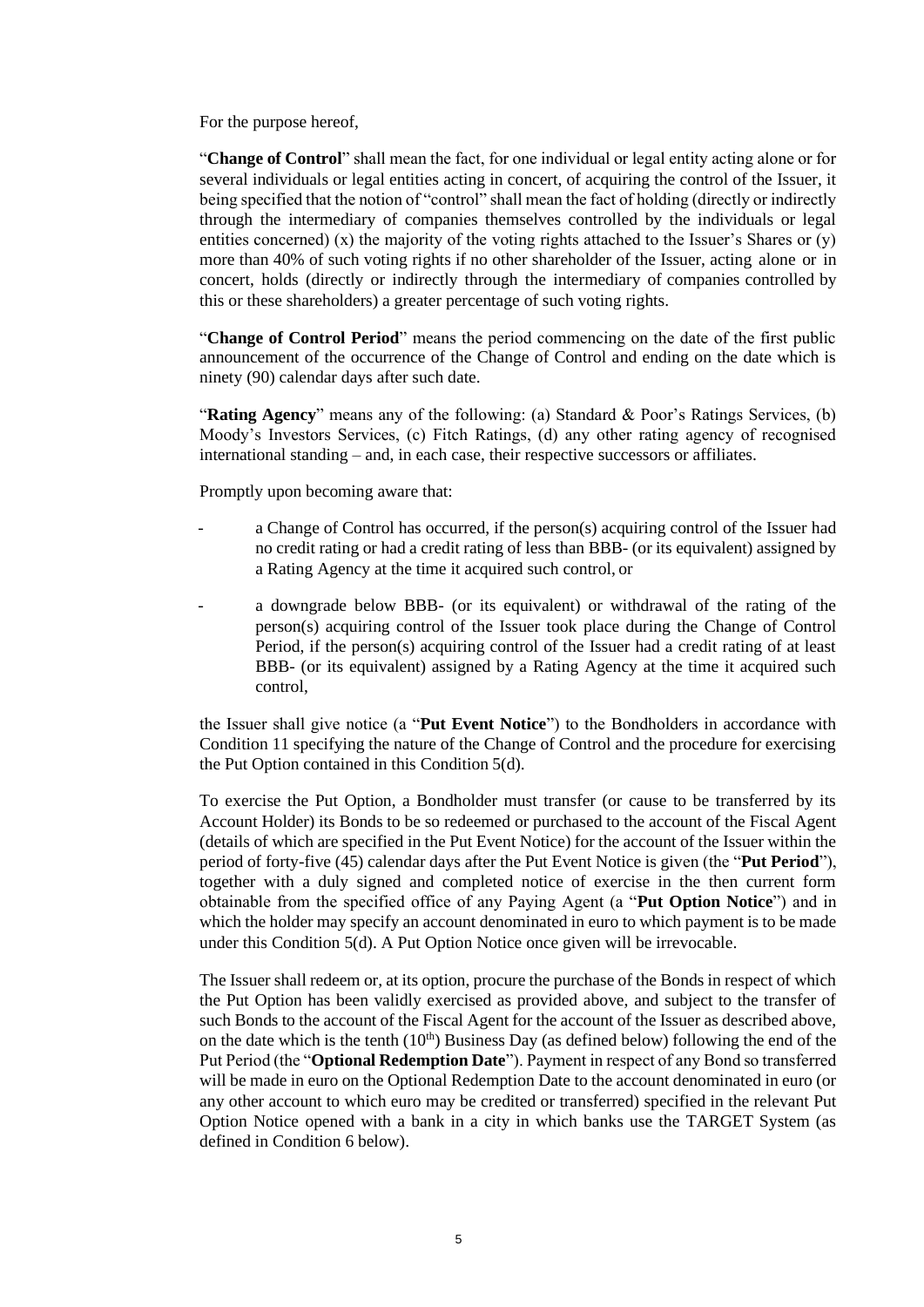For the purpose hereof,

"**Change of Control**" shall mean the fact, for one individual or legal entity acting alone or for several individuals or legal entities acting in concert, of acquiring the control of the Issuer, it being specified that the notion of "control" shall mean the fact of holding (directly or indirectly through the intermediary of companies themselves controlled by the individuals or legal entities concerned) (x) the majority of the voting rights attached to the Issuer's Shares or (y) more than 40% of such voting rights if no other shareholder of the Issuer, acting alone or in concert, holds (directly or indirectly through the intermediary of companies controlled by this or these shareholders) a greater percentage of such voting rights.

"**Change of Control Period**" means the period commencing on the date of the first public announcement of the occurrence of the Change of Control and ending on the date which is ninety (90) calendar days after such date.

"**Rating Agency**" means any of the following: (a) Standard & Poor's Ratings Services, (b) Moody's Investors Services, (c) Fitch Ratings, (d) any other rating agency of recognised international standing – and, in each case, their respective successors or affiliates.

Promptly upon becoming aware that:

- a Change of Control has occurred, if the person(s) acquiring control of the Issuer had no credit rating or had a credit rating of less than BBB- (or its equivalent) assigned by a Rating Agency at the time it acquired such control, or
- a downgrade below BBB- (or its equivalent) or withdrawal of the rating of the person(s) acquiring control of the Issuer took place during the Change of Control Period, if the person(s) acquiring control of the Issuer had a credit rating of at least BBB- (or its equivalent) assigned by a Rating Agency at the time it acquired such control,

the Issuer shall give notice (a "**Put Event Notice**") to the Bondholders in accordance with Condition 11 specifying the nature of the Change of Control and the procedure for exercising the Put Option contained in this Condition 5(d).

To exercise the Put Option, a Bondholder must transfer (or cause to be transferred by its Account Holder) its Bonds to be so redeemed or purchased to the account of the Fiscal Agent (details of which are specified in the Put Event Notice) for the account of the Issuer within the period of forty-five (45) calendar days after the Put Event Notice is given (the "**Put Period**"), together with a duly signed and completed notice of exercise in the then current form obtainable from the specified office of any Paying Agent (a "**Put Option Notice**") and in which the holder may specify an account denominated in euro to which payment is to be made under this Condition 5(d). A Put Option Notice once given will be irrevocable.

The Issuer shall redeem or, at its option, procure the purchase of the Bonds in respect of which the Put Option has been validly exercised as provided above, and subject to the transfer of such Bonds to the account of the Fiscal Agent for the account of the Issuer as described above, on the date which is the tenth (10th) Business Day (as defined below) following the end of the Put Period (the "**Optional Redemption Date**"). Payment in respect of any Bond so transferred will be made in euro on the Optional Redemption Date to the account denominated in euro (or any other account to which euro may be credited or transferred) specified in the relevant Put Option Notice opened with a bank in a city in which banks use the TARGET System (as defined in Condition 6 below).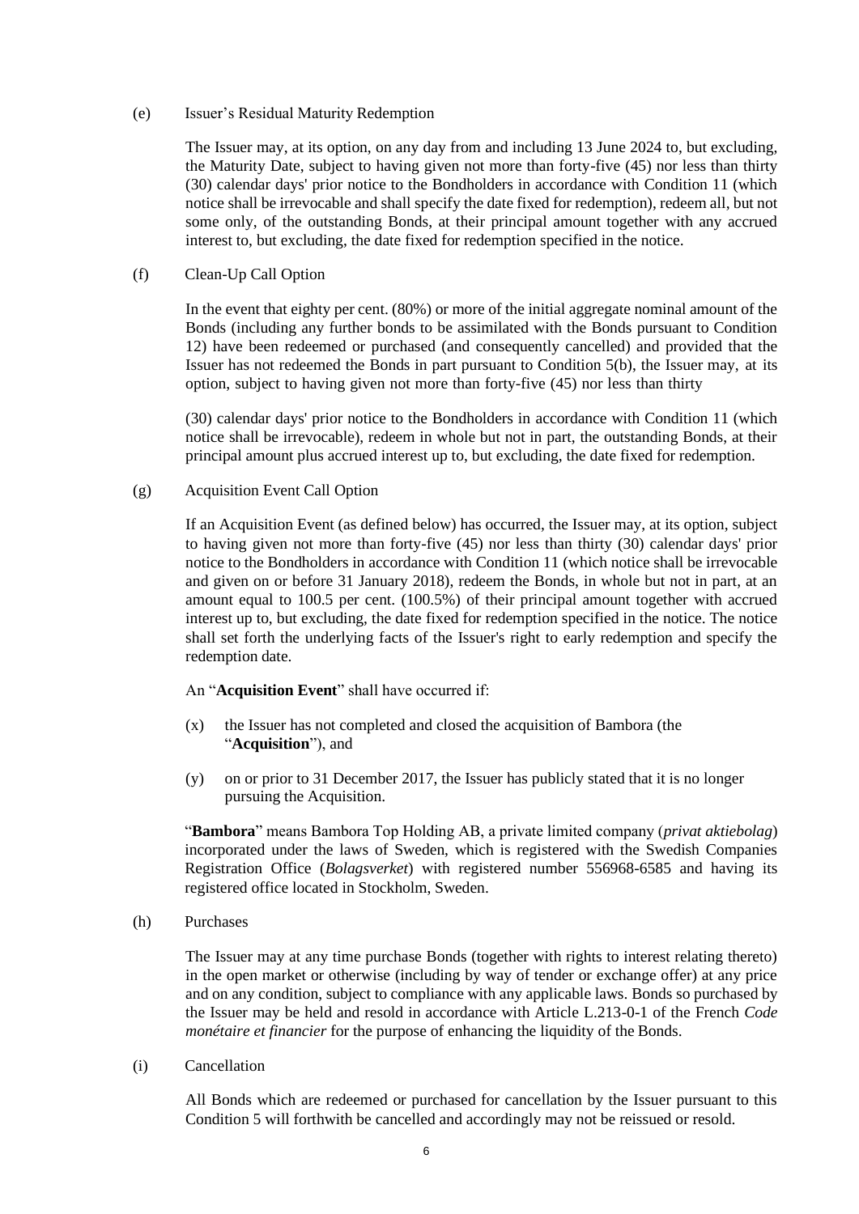(e) Issuer's Residual Maturity Redemption

The Issuer may, at its option, on any day from and including 13 June 2024 to, but excluding, the Maturity Date, subject to having given not more than forty-five (45) nor less than thirty (30) calendar days' prior notice to the Bondholders in accordance with Condition 11 (which notice shall be irrevocable and shall specify the date fixed for redemption), redeem all, but not some only, of the outstanding Bonds, at their principal amount together with any accrued interest to, but excluding, the date fixed for redemption specified in the notice.

(f) Clean-Up Call Option

In the event that eighty per cent. (80%) or more of the initial aggregate nominal amount of the Bonds (including any further bonds to be assimilated with the Bonds pursuant to Condition 12) have been redeemed or purchased (and consequently cancelled) and provided that the Issuer has not redeemed the Bonds in part pursuant to Condition 5(b), the Issuer may, at its option, subject to having given not more than forty-five (45) nor less than thirty

(30) calendar days' prior notice to the Bondholders in accordance with Condition 11 (which notice shall be irrevocable), redeem in whole but not in part, the outstanding Bonds, at their principal amount plus accrued interest up to, but excluding, the date fixed for redemption.

(g) Acquisition Event Call Option

If an Acquisition Event (as defined below) has occurred, the Issuer may, at its option, subject to having given not more than forty-five (45) nor less than thirty (30) calendar days' prior notice to the Bondholders in accordance with Condition 11 (which notice shall be irrevocable and given on or before 31 January 2018), redeem the Bonds, in whole but not in part, at an amount equal to 100.5 per cent. (100.5%) of their principal amount together with accrued interest up to, but excluding, the date fixed for redemption specified in the notice. The notice shall set forth the underlying facts of the Issuer's right to early redemption and specify the redemption date.

An "**Acquisition Event**" shall have occurred if:

(x) the Issuer has not completed and closed the acquisition of Bambora (the "**Acquisition**"), and

(y) on or prior to 31 December 2017, the Issuer has publicly stated that it is no longer pursuing the Acquisition.

"**Bambora**" means Bambora Top Holding AB, a private limited company (*privat aktiebolag*) incorporated under the laws of Sweden, which is registered with the Swedish Companies Registration Office (*Bolagsverket*) with registered number 556968-6585 and having its registered office located in Stockholm, Sweden.

(h) Purchases

The Issuer may at any time purchase Bonds (together with rights to interest relating thereto) in the open market or otherwise (including by way of tender or exchange offer) at any price and on any condition, subject to compliance with any applicable laws. Bonds so purchased by the Issuer may be held and resold in accordance with Article L.213-0-1 of the French *Code monétaire et financier* for the purpose of enhancing the liquidity of the Bonds.

(i) Cancellation

All Bonds which are redeemed or purchased for cancellation by the Issuer pursuant to this Condition 5 will forthwith be cancelled and accordingly may not be reissued or resold.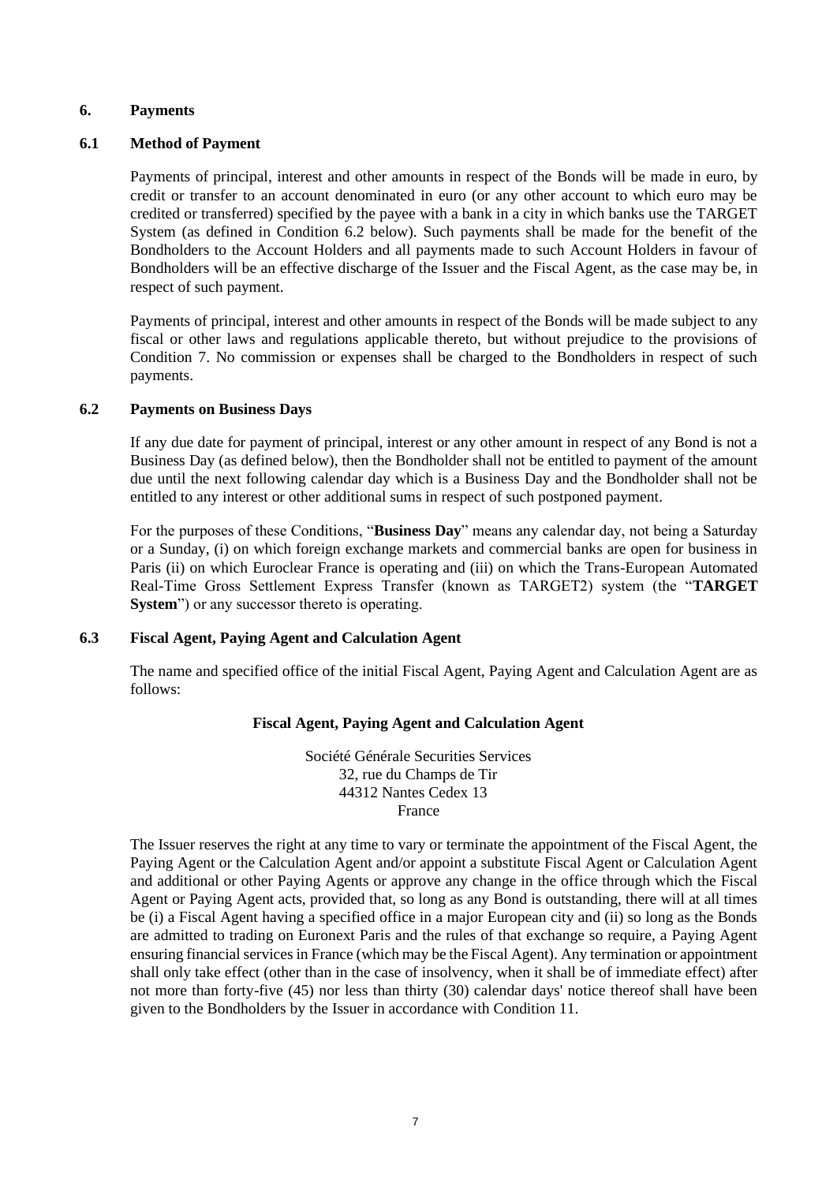## 6. Payments

### 6.1 Method of Payment

Payments of principal, interest and other amounts in respect of the Bonds will be made in euro, by credit or transfer to an account denominated in euro (or any other account to which euro may be credited or transferred) specified by the payee with a bank in a city in which banks use the TARGET System (as defined in Condition 6.2 below). Such payments shall be made for the benefit of the Bondholders to the Account Holders and all payments made to such Account Holders in favour of Bondholders will be an effective discharge of the Issuer and the Fiscal Agent, as the case may be, in respect of such payment.

Payments of principal, interest and other amounts in respect of the Bonds will be made subject to any fiscal or other laws and regulations applicable thereto, but without prejudice to the provisions of Condition 7. No commission or expenses shall be charged to the Bondholders in respect of such payments.

### 6.2 Payments on Business Days

If any due date for payment of principal, interest or any other amount in respect of any Bond is not a Business Day (as defined below), then the Bondholder shall not be entitled to payment of the amount due until the next following calendar day which is a Business Day and the Bondholder shall not be entitled to any interest or other additional sums in respect of such postponed payment.

For the purposes of these Conditions, "**Business Day**" means any calendar day, not being a Saturday or a Sunday, (i) on which foreign exchange markets and commercial banks are open for business in Paris (ii) on which Euroclear France is operating and (iii) on which the Trans-European Automated Real-Time Gross Settlement Express Transfer (known as TARGET2) system (the "**TARGET System**") or any successor thereto is operating.

### 6.3 Fiscal Agent, Paying Agent and Calculation Agent

The name and specified office of the initial Fiscal Agent, Paying Agent and Calculation Agent are as follows:

**Fiscal Agent, Paying Agent and Calculation Agent**

Société Générale Securities Services
32, rue du Champs de Tir
44312 Nantes Cedex 13
France

The Issuer reserves the right at any time to vary or terminate the appointment of the Fiscal Agent, the Paying Agent or the Calculation Agent and/or appoint a substitute Fiscal Agent or Calculation Agent and additional or other Paying Agents or approve any change in the office through which the Fiscal Agent or Paying Agent acts, provided that, so long as any Bond is outstanding, there will at all times be (i) a Fiscal Agent having a specified office in a major European city and (ii) so long as the Bonds are admitted to trading on Euronext Paris and the rules of that exchange so require, a Paying Agent ensuring financial services in France (which may be the Fiscal Agent). Any termination or appointment shall only take effect (other than in the case of insolvency, when it shall be of immediate effect) after not more than forty-five (45) nor less than thirty (30) calendar days' notice thereof shall have been given to the Bondholders by the Issuer in accordance with Condition 11.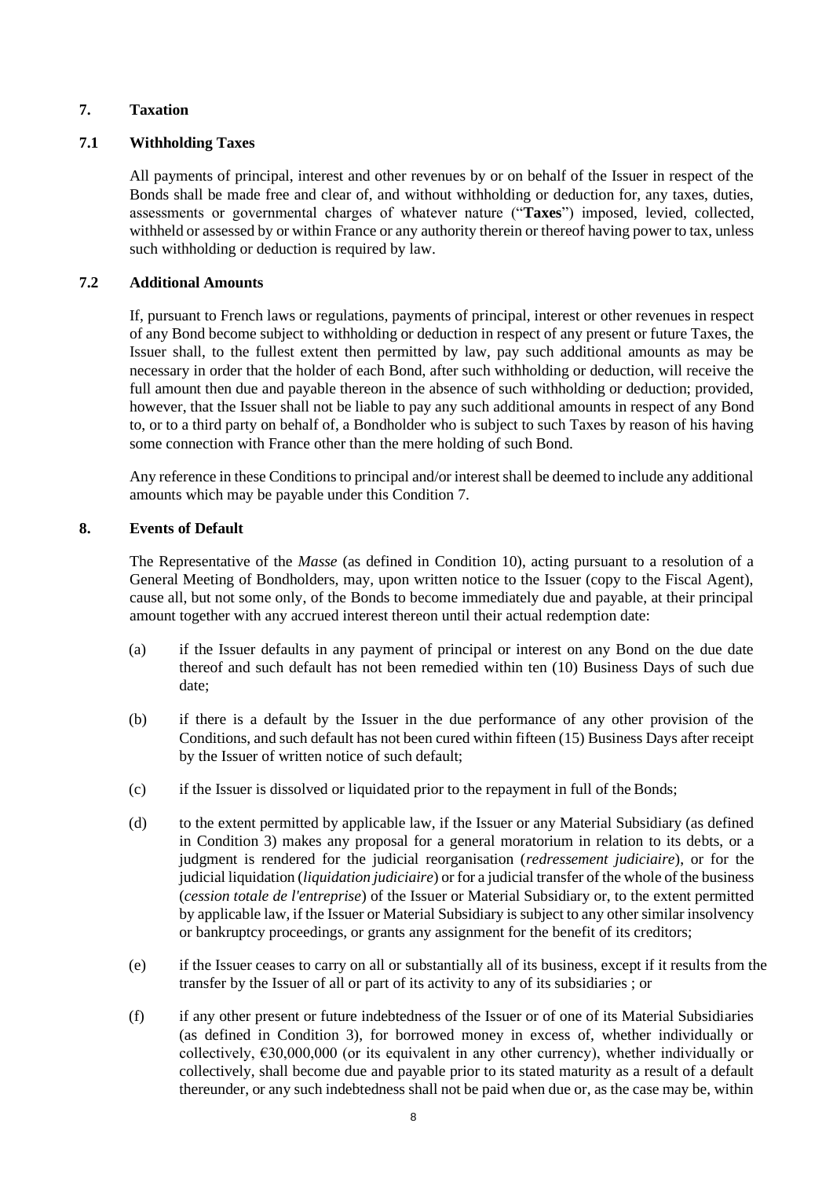## 7. Taxation

### 7.1 Withholding Taxes

All payments of principal, interest and other revenues by or on behalf of the Issuer in respect of the Bonds shall be made free and clear of, and without withholding or deduction for, any taxes, duties, assessments or governmental charges of whatever nature ("**Taxes**") imposed, levied, collected, withheld or assessed by or within France or any authority therein or thereof having power to tax, unless such withholding or deduction is required by law.

### 7.2 Additional Amounts

If, pursuant to French laws or regulations, payments of principal, interest or other revenues in respect of any Bond become subject to withholding or deduction in respect of any present or future Taxes, the Issuer shall, to the fullest extent then permitted by law, pay such additional amounts as may be necessary in order that the holder of each Bond, after such withholding or deduction, will receive the full amount then due and payable thereon in the absence of such withholding or deduction; provided, however, that the Issuer shall not be liable to pay any such additional amounts in respect of any Bond to, or to a third party on behalf of, a Bondholder who is subject to such Taxes by reason of his having some connection with France other than the mere holding of such Bond.

Any reference in these Conditions to principal and/or interest shall be deemed to include any additional amounts which may be payable under this Condition 7.

## 8. Events of Default

The Representative of the *Masse* (as defined in Condition 10), acting pursuant to a resolution of a General Meeting of Bondholders, may, upon written notice to the Issuer (copy to the Fiscal Agent), cause all, but not some only, of the Bonds to become immediately due and payable, at their principal amount together with any accrued interest thereon until their actual redemption date:

(a) if the Issuer defaults in any payment of principal or interest on any Bond on the due date thereof and such default has not been remedied within ten (10) Business Days of such due date;

(b) if there is a default by the Issuer in the due performance of any other provision of the Conditions, and such default has not been cured within fifteen (15) Business Days after receipt by the Issuer of written notice of such default;

(c) if the Issuer is dissolved or liquidated prior to the repayment in full of the Bonds;

(d) to the extent permitted by applicable law, if the Issuer or any Material Subsidiary (as defined in Condition 3) makes any proposal for a general moratorium in relation to its debts, or a judgment is rendered for the judicial reorganisation (*redressement judiciaire*), or for the judicial liquidation (*liquidation judiciaire*) or for a judicial transfer of the whole of the business (*cession totale de l'entreprise*) of the Issuer or Material Subsidiary or, to the extent permitted by applicable law, if the Issuer or Material Subsidiary is subject to any other similar insolvency or bankruptcy proceedings, or grants any assignment for the benefit of its creditors;

(e) if the Issuer ceases to carry on all or substantially all of its business, except if it results from the transfer by the Issuer of all or part of its activity to any of its subsidiaries ; or

(f) if any other present or future indebtedness of the Issuer or of one of its Material Subsidiaries (as defined in Condition 3), for borrowed money in excess of, whether individually or collectively, €30,000,000 (or its equivalent in any other currency), whether individually or collectively, shall become due and payable prior to its stated maturity as a result of a default thereunder, or any such indebtedness shall not be paid when due or, as the case may be, within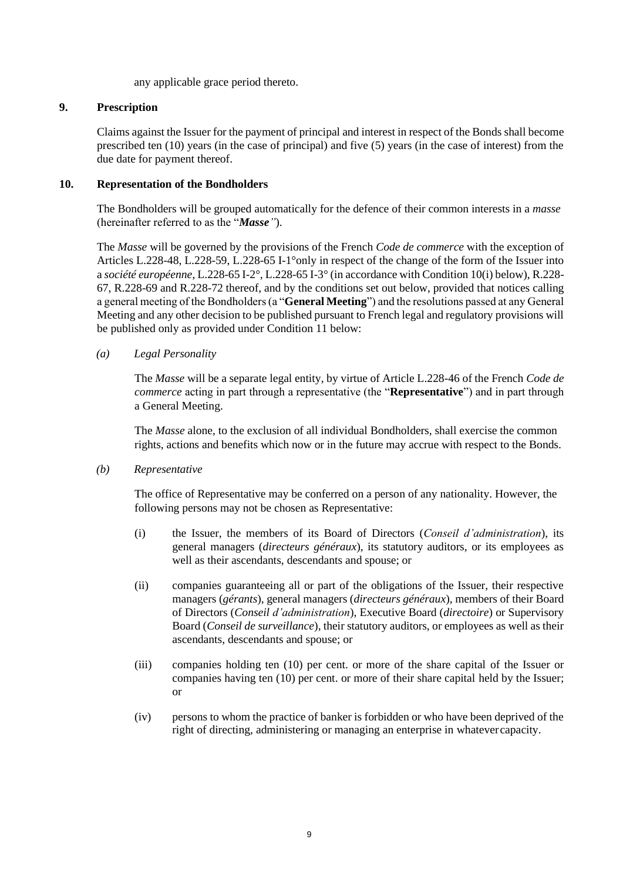any applicable grace period thereto.

## 9. Prescription

Claims against the Issuer for the payment of principal and interest in respect of the Bonds shall become prescribed ten (10) years (in the case of principal) and five (5) years (in the case of interest) from the due date for payment thereof.

## 10. Representation of the Bondholders

The Bondholders will be grouped automatically for the defence of their common interests in a *masse* (hereinafter referred to as the "***Masse***").

The *Masse* will be governed by the provisions of the French *Code de commerce* with the exception of Articles L.228-48, L.228-59, L.228-65 I-1°only in respect of the change of the form of the Issuer into a *société européenne*, L.228-65 I-2°, L.228-65 I-3° (in accordance with Condition 10(i) below), R.228-67, R.228-69 and R.228-72 thereof, and by the conditions set out below, provided that notices calling a general meeting of the Bondholders (a "**General Meeting**") and the resolutions passed at any General Meeting and any other decision to be published pursuant to French legal and regulatory provisions will be published only as provided under Condition 11 below:

*(a) Legal Personality*

The *Masse* will be a separate legal entity, by virtue of Article L.228-46 of the French *Code de commerce* acting in part through a representative (the "**Representative**") and in part through a General Meeting.

The *Masse* alone, to the exclusion of all individual Bondholders, shall exercise the common rights, actions and benefits which now or in the future may accrue with respect to the Bonds.

*(b) Representative*

The office of Representative may be conferred on a person of any nationality. However, the following persons may not be chosen as Representative:

(i) the Issuer, the members of its Board of Directors (*Conseil d'administration*), its general managers (*directeurs généraux*), its statutory auditors, or its employees as well as their ascendants, descendants and spouse; or

(ii) companies guaranteeing all or part of the obligations of the Issuer, their respective managers (*gérants*), general managers (*directeurs généraux*), members of their Board of Directors (*Conseil d'administration*), Executive Board (*directoire*) or Supervisory Board (*Conseil de surveillance*), their statutory auditors, or employees as well as their ascendants, descendants and spouse; or

(iii) companies holding ten (10) per cent. or more of the share capital of the Issuer or companies having ten (10) per cent. or more of their share capital held by the Issuer; or

(iv) persons to whom the practice of banker is forbidden or who have been deprived of the right of directing, administering or managing an enterprise in whatever capacity.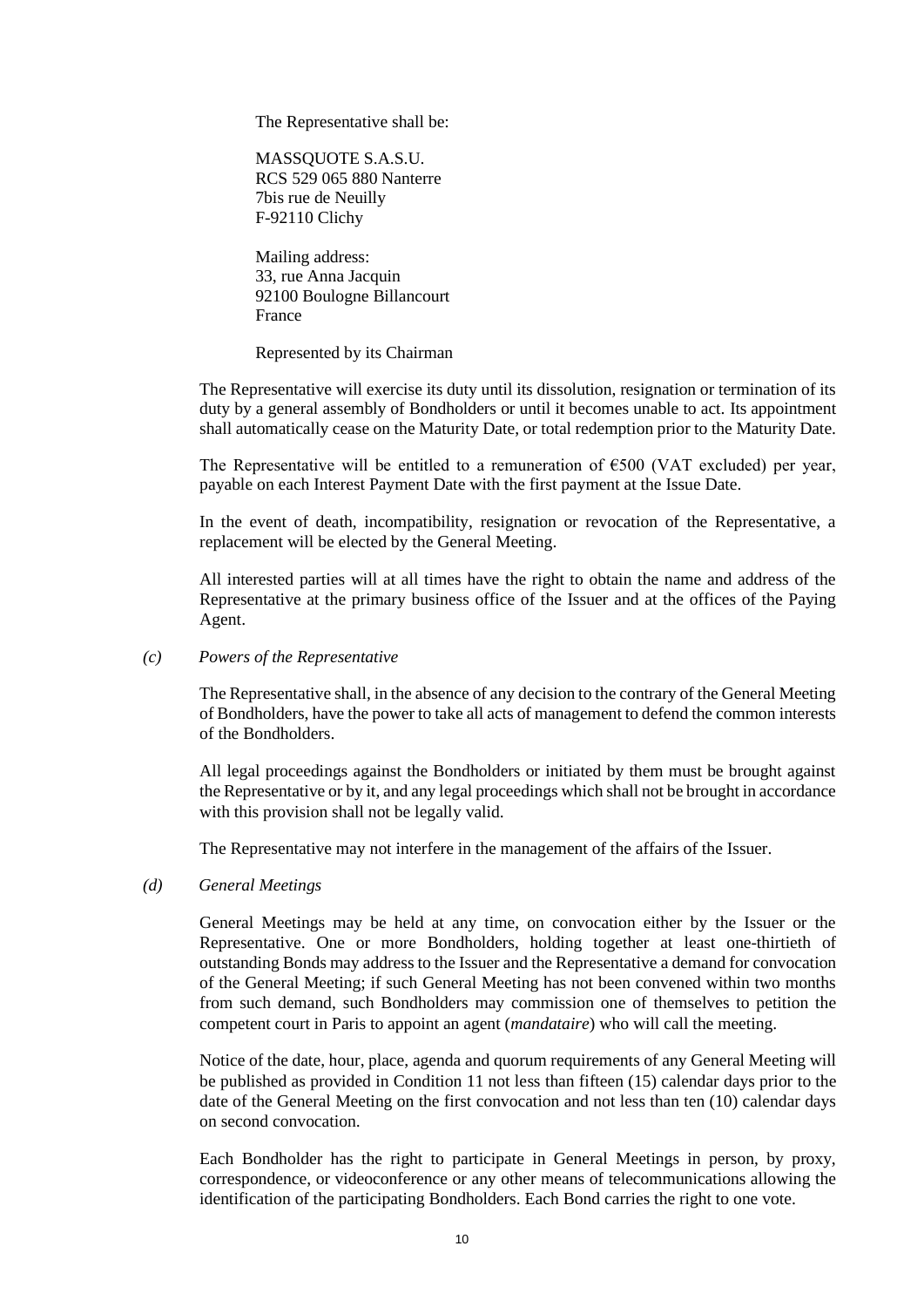The Representative shall be:

MASSQUOTE S.A.S.U.  
RCS 529 065 880 Nanterre  
7bis rue de Neuilly  
F-92110 Clichy

Mailing address:  
33, rue Anna Jacquin  
92100 Boulogne Billancourt  
France

Represented by its Chairman

The Representative will exercise its duty until its dissolution, resignation or termination of its duty by a general assembly of Bondholders or until it becomes unable to act. Its appointment shall automatically cease on the Maturity Date, or total redemption prior to the Maturity Date.

The Representative will be entitled to a remuneration of €500 (VAT excluded) per year, payable on each Interest Payment Date with the first payment at the Issue Date.

In the event of death, incompatibility, resignation or revocation of the Representative, a replacement will be elected by the General Meeting.

All interested parties will at all times have the right to obtain the name and address of the Representative at the primary business office of the Issuer and at the offices of the Paying Agent.

*(c) Powers of the Representative*

The Representative shall, in the absence of any decision to the contrary of the General Meeting of Bondholders, have the power to take all acts of management to defend the common interests of the Bondholders.

All legal proceedings against the Bondholders or initiated by them must be brought against the Representative or by it, and any legal proceedings which shall not be brought in accordance with this provision shall not be legally valid.

The Representative may not interfere in the management of the affairs of the Issuer.

*(d) General Meetings*

General Meetings may be held at any time, on convocation either by the Issuer or the Representative. One or more Bondholders, holding together at least one-thirtieth of outstanding Bonds may address to the Issuer and the Representative a demand for convocation of the General Meeting; if such General Meeting has not been convened within two months from such demand, such Bondholders may commission one of themselves to petition the competent court in Paris to appoint an agent (*mandataire*) who will call the meeting.

Notice of the date, hour, place, agenda and quorum requirements of any General Meeting will be published as provided in Condition 11 not less than fifteen (15) calendar days prior to the date of the General Meeting on the first convocation and not less than ten (10) calendar days on second convocation.

Each Bondholder has the right to participate in General Meetings in person, by proxy, correspondence, or videoconference or any other means of telecommunications allowing the identification of the participating Bondholders. Each Bond carries the right to one vote.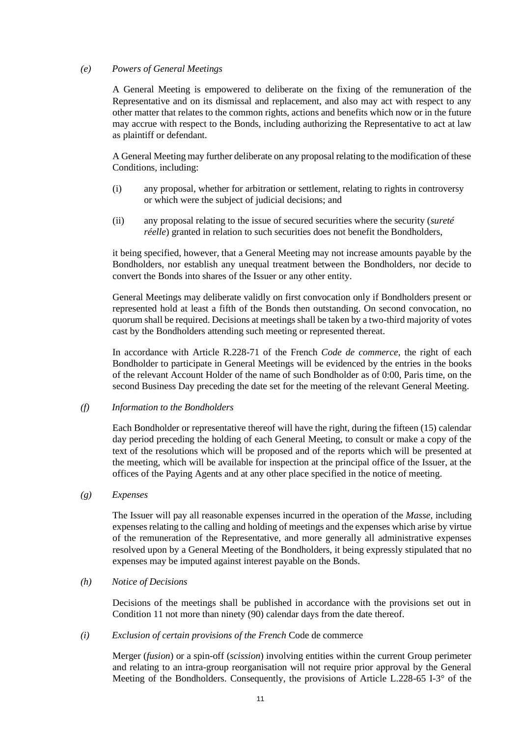*(e) Powers of General Meetings*

A General Meeting is empowered to deliberate on the fixing of the remuneration of the Representative and on its dismissal and replacement, and also may act with respect to any other matter that relates to the common rights, actions and benefits which now or in the future may accrue with respect to the Bonds, including authorizing the Representative to act at law as plaintiff or defendant.

A General Meeting may further deliberate on any proposal relating to the modification of these Conditions, including:

(i) any proposal, whether for arbitration or settlement, relating to rights in controversy or which were the subject of judicial decisions; and

(ii) any proposal relating to the issue of secured securities where the security (*sureté réelle*) granted in relation to such securities does not benefit the Bondholders,

it being specified, however, that a General Meeting may not increase amounts payable by the Bondholders, nor establish any unequal treatment between the Bondholders, nor decide to convert the Bonds into shares of the Issuer or any other entity.

General Meetings may deliberate validly on first convocation only if Bondholders present or represented hold at least a fifth of the Bonds then outstanding. On second convocation, no quorum shall be required. Decisions at meetings shall be taken by a two-third majority of votes cast by the Bondholders attending such meeting or represented thereat.

In accordance with Article R.228-71 of the French *Code de commerce*, the right of each Bondholder to participate in General Meetings will be evidenced by the entries in the books of the relevant Account Holder of the name of such Bondholder as of 0:00, Paris time, on the second Business Day preceding the date set for the meeting of the relevant General Meeting.

*(f) Information to the Bondholders*

Each Bondholder or representative thereof will have the right, during the fifteen (15) calendar day period preceding the holding of each General Meeting, to consult or make a copy of the text of the resolutions which will be proposed and of the reports which will be presented at the meeting, which will be available for inspection at the principal office of the Issuer, at the offices of the Paying Agents and at any other place specified in the notice of meeting.

*(g) Expenses*

The Issuer will pay all reasonable expenses incurred in the operation of the *Masse*, including expenses relating to the calling and holding of meetings and the expenses which arise by virtue of the remuneration of the Representative, and more generally all administrative expenses resolved upon by a General Meeting of the Bondholders, it being expressly stipulated that no expenses may be imputed against interest payable on the Bonds.

*(h) Notice of Decisions*

Decisions of the meetings shall be published in accordance with the provisions set out in Condition 11 not more than ninety (90) calendar days from the date thereof.

*(i) Exclusion of certain provisions of the French* Code de commerce

Merger (*fusion*) or a spin-off (*scission*) involving entities within the current Group perimeter and relating to an intra-group reorganisation will not require prior approval by the General Meeting of the Bondholders. Consequently, the provisions of Article L.228-65 I-3° of the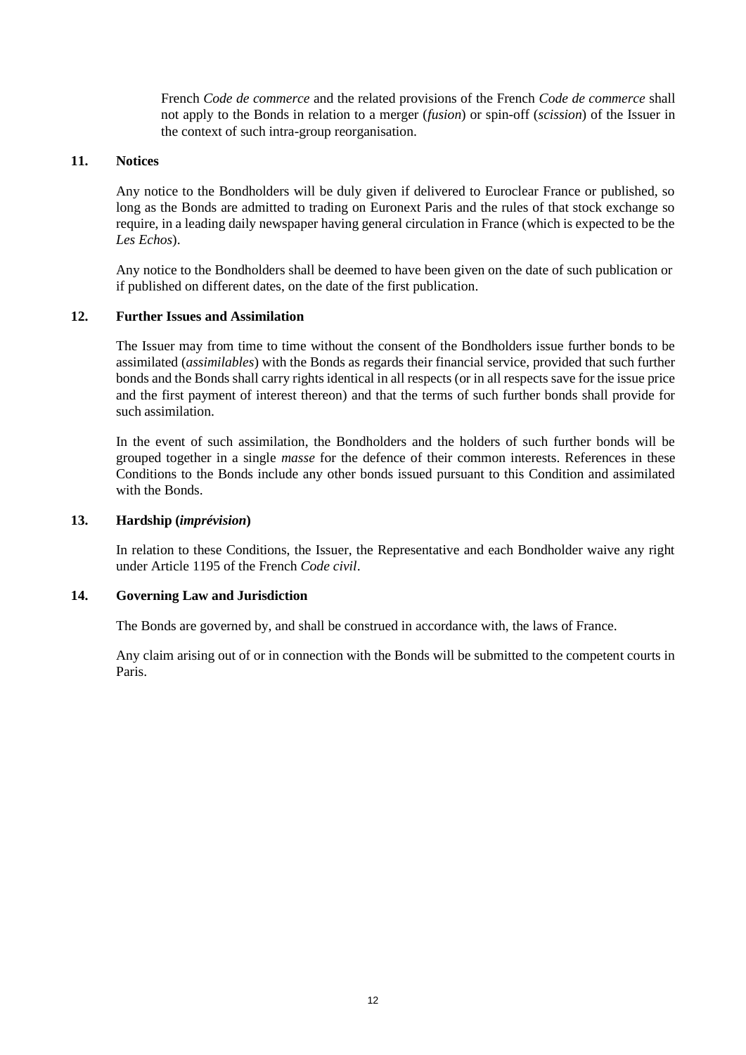French *Code de commerce* and the related provisions of the French *Code de commerce* shall not apply to the Bonds in relation to a merger (*fusion*) or spin-off (*scission*) of the Issuer in the context of such intra-group reorganisation.

## 11. Notices

Any notice to the Bondholders will be duly given if delivered to Euroclear France or published, so long as the Bonds are admitted to trading on Euronext Paris and the rules of that stock exchange so require, in a leading daily newspaper having general circulation in France (which is expected to be the *Les Echos*).

Any notice to the Bondholders shall be deemed to have been given on the date of such publication or if published on different dates, on the date of the first publication.

## 12. Further Issues and Assimilation

The Issuer may from time to time without the consent of the Bondholders issue further bonds to be assimilated (*assimilables*) with the Bonds as regards their financial service, provided that such further bonds and the Bonds shall carry rights identical in all respects (or in all respects save for the issue price and the first payment of interest thereon) and that the terms of such further bonds shall provide for such assimilation.

In the event of such assimilation, the Bondholders and the holders of such further bonds will be grouped together in a single *masse* for the defence of their common interests. References in these Conditions to the Bonds include any other bonds issued pursuant to this Condition and assimilated with the Bonds.

## 13. Hardship (*imprévision*)

In relation to these Conditions, the Issuer, the Representative and each Bondholder waive any right under Article 1195 of the French *Code civil*.

## 14. Governing Law and Jurisdiction

The Bonds are governed by, and shall be construed in accordance with, the laws of France.

Any claim arising out of or in connection with the Bonds will be submitted to the competent courts in Paris.